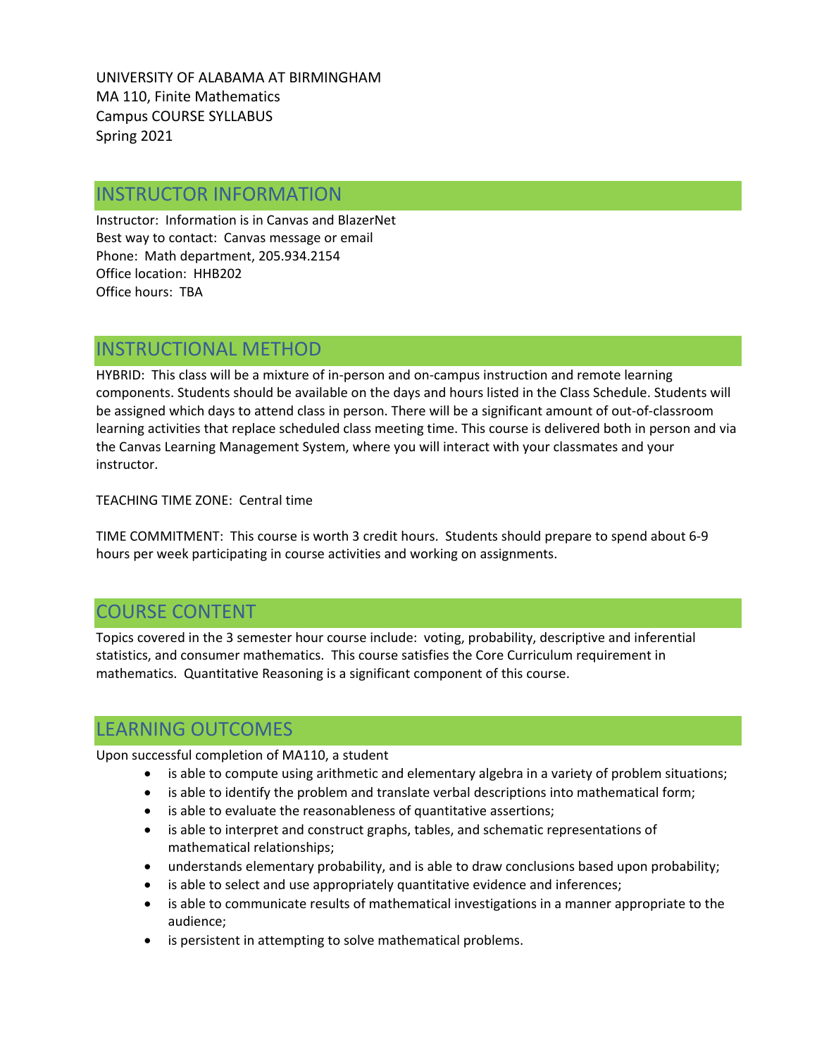UNIVERSITY OF ALABAMA AT BIRMINGHAM
MA 110, Finite Mathematics
Campus COURSE SYLLABUS
Spring 2021

## INSTRUCTOR INFORMATION

Instructor: Information is in Canvas and BlazerNet
Best way to contact: Canvas message or email
Phone: Math department, 205.934.2154
Office location: HHB202
Office hours: TBA

## INSTRUCTIONAL METHOD

HYBRID: This class will be a mixture of in-person and on-campus instruction and remote learning components. Students should be available on the days and hours listed in the Class Schedule. Students will be assigned which days to attend class in person. There will be a significant amount of out-of-classroom learning activities that replace scheduled class meeting time. This course is delivered both in person and via the Canvas Learning Management System, where you will interact with your classmates and your instructor.

TEACHING TIME ZONE: Central time

TIME COMMITMENT: This course is worth 3 credit hours. Students should prepare to spend about 6-9 hours per week participating in course activities and working on assignments.

## COURSE CONTENT

Topics covered in the 3 semester hour course include: voting, probability, descriptive and inferential statistics, and consumer mathematics. This course satisfies the Core Curriculum requirement in mathematics. Quantitative Reasoning is a significant component of this course.

## LEARNING OUTCOMES

Upon successful completion of MA110, a student

- is able to compute using arithmetic and elementary algebra in a variety of problem situations;
- is able to identify the problem and translate verbal descriptions into mathematical form;
- is able to evaluate the reasonableness of quantitative assertions;
- is able to interpret and construct graphs, tables, and schematic representations of mathematical relationships;
- understands elementary probability, and is able to draw conclusions based upon probability;
- is able to select and use appropriately quantitative evidence and inferences;
- is able to communicate results of mathematical investigations in a manner appropriate to the audience;
- is persistent in attempting to solve mathematical problems.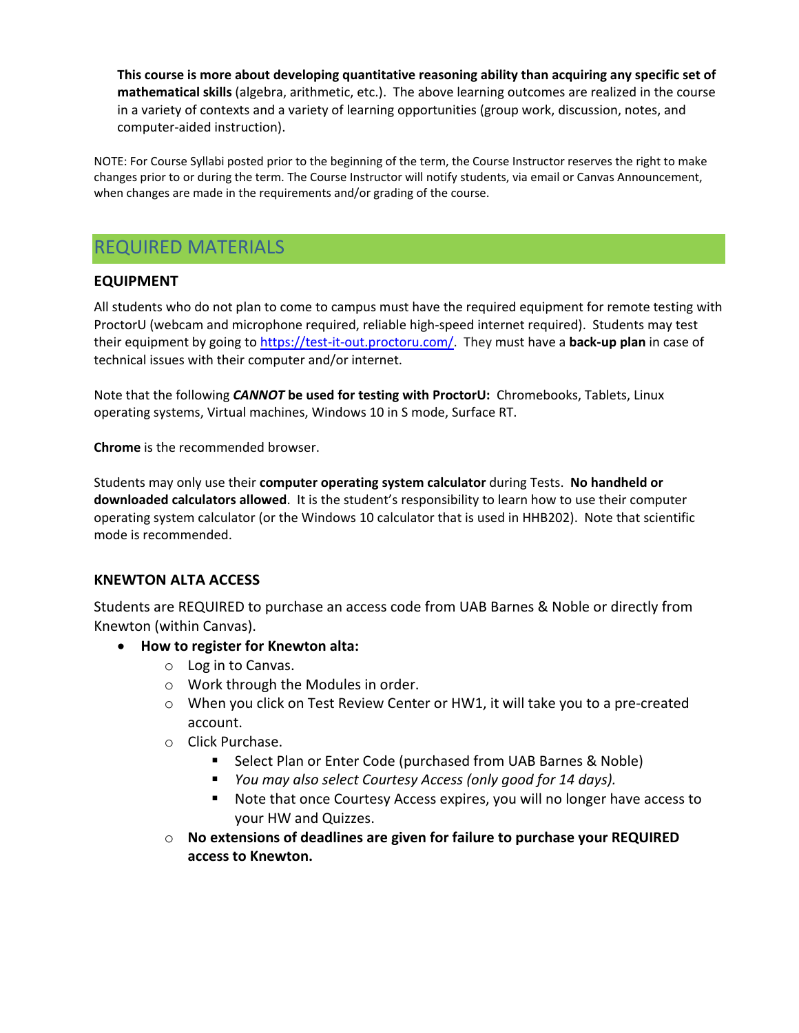**This course is more about developing quantitative reasoning ability than acquiring any specific set of mathematical skills** (algebra, arithmetic, etc.). The above learning outcomes are realized in the course in a variety of contexts and a variety of learning opportunities (group work, discussion, notes, and computer-aided instruction).

NOTE: For Course Syllabi posted prior to the beginning of the term, the Course Instructor reserves the right to make changes prior to or during the term. The Course Instructor will notify students, via email or Canvas Announcement, when changes are made in the requirements and/or grading of the course.

## REQUIRED MATERIALS

### EQUIPMENT

All students who do not plan to come to campus must have the required equipment for remote testing with ProctorU (webcam and microphone required, reliable high-speed internet required). Students may test their equipment by going to https://test-it-out.proctoru.com/. They must have a **back-up plan** in case of technical issues with their computer and/or internet.

Note that the following ***CANNOT*** **be used for testing with ProctorU:** Chromebooks, Tablets, Linux operating systems, Virtual machines, Windows 10 in S mode, Surface RT.

**Chrome** is the recommended browser.

Students may only use their **computer operating system calculator** during Tests. **No handheld or downloaded calculators allowed**. It is the student's responsibility to learn how to use their computer operating system calculator (or the Windows 10 calculator that is used in HHB202). Note that scientific mode is recommended.

### KNEWTON ALTA ACCESS

Students are REQUIRED to purchase an access code from UAB Barnes & Noble or directly from Knewton (within Canvas).

- **How to register for Knewton alta:**
  - Log in to Canvas.
  - Work through the Modules in order.
  - When you click on Test Review Center or HW1, it will take you to a pre-created account.
  - Click Purchase.
    - Select Plan or Enter Code (purchased from UAB Barnes & Noble)
    - *You may also select Courtesy Access (only good for 14 days).*
    - Note that once Courtesy Access expires, you will no longer have access to your HW and Quizzes.
  - **No extensions of deadlines are given for failure to purchase your REQUIRED access to Knewton.**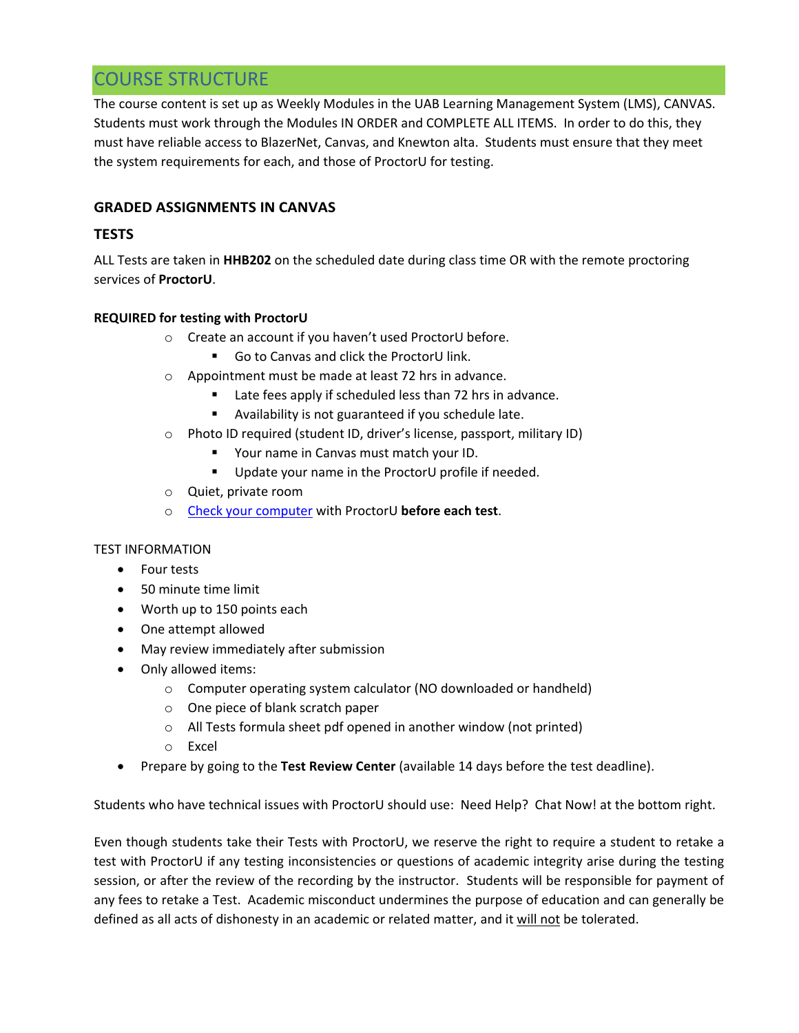# COURSE STRUCTURE

The course content is set up as Weekly Modules in the UAB Learning Management System (LMS), CANVAS. Students must work through the Modules IN ORDER and COMPLETE ALL ITEMS. In order to do this, they must have reliable access to BlazerNet, Canvas, and Knewton alta. Students must ensure that they meet the system requirements for each, and those of ProctorU for testing.

## GRADED ASSIGNMENTS IN CANVAS

### TESTS

ALL Tests are taken in **HHB202** on the scheduled date during class time OR with the remote proctoring services of **ProctorU**.

**REQUIRED for testing with ProctorU**

- Create an account if you haven't used ProctorU before.
  - Go to Canvas and click the ProctorU link.
- Appointment must be made at least 72 hrs in advance.
  - Late fees apply if scheduled less than 72 hrs in advance.
  - Availability is not guaranteed if you schedule late.
- Photo ID required (student ID, driver's license, passport, military ID)
  - Your name in Canvas must match your ID.
  - Update your name in the ProctorU profile if needed.
- Quiet, private room
- Check your computer with ProctorU **before each test**.

TEST INFORMATION

- Four tests
- 50 minute time limit
- Worth up to 150 points each
- One attempt allowed
- May review immediately after submission
- Only allowed items:
  - Computer operating system calculator (NO downloaded or handheld)
  - One piece of blank scratch paper
  - All Tests formula sheet pdf opened in another window (not printed)
  - Excel
- Prepare by going to the **Test Review Center** (available 14 days before the test deadline).

Students who have technical issues with ProctorU should use: Need Help? Chat Now! at the bottom right.

Even though students take their Tests with ProctorU, we reserve the right to require a student to retake a test with ProctorU if any testing inconsistencies or questions of academic integrity arise during the testing session, or after the review of the recording by the instructor. Students will be responsible for payment of any fees to retake a Test. Academic misconduct undermines the purpose of education and can generally be defined as all acts of dishonesty in an academic or related matter, and it will not be tolerated.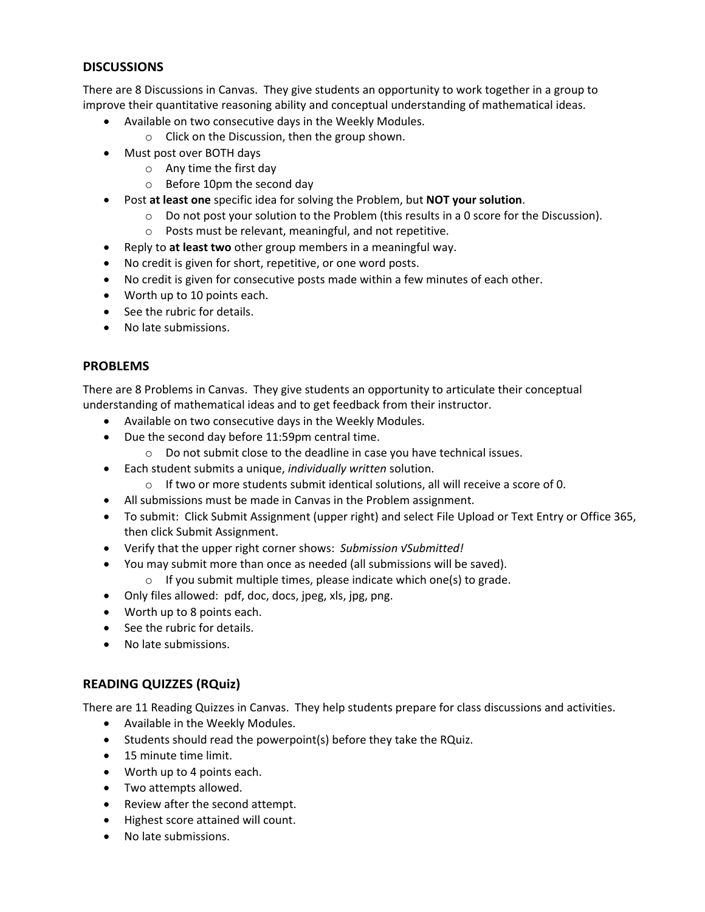### DISCUSSIONS

There are 8 Discussions in Canvas. They give students an opportunity to work together in a group to improve their quantitative reasoning ability and conceptual understanding of mathematical ideas.

- Available on two consecutive days in the Weekly Modules.
  - Click on the Discussion, then the group shown.
- Must post over BOTH days
  - Any time the first day
  - Before 10pm the second day
- Post **at least one** specific idea for solving the Problem, but **NOT your solution**.
  - Do not post your solution to the Problem (this results in a 0 score for the Discussion).
  - Posts must be relevant, meaningful, and not repetitive.
- Reply to **at least two** other group members in a meaningful way.
- No credit is given for short, repetitive, or one word posts.
- No credit is given for consecutive posts made within a few minutes of each other.
- Worth up to 10 points each.
- See the rubric for details.
- No late submissions.

### PROBLEMS

There are 8 Problems in Canvas. They give students an opportunity to articulate their conceptual understanding of mathematical ideas and to get feedback from their instructor.

- Available on two consecutive days in the Weekly Modules.
- Due the second day before 11:59pm central time.
  - Do not submit close to the deadline in case you have technical issues.
- Each student submits a unique, *individually written* solution.
  - If two or more students submit identical solutions, all will receive a score of 0.
- All submissions must be made in Canvas in the Problem assignment.
- To submit: Click Submit Assignment (upper right) and select File Upload or Text Entry or Office 365, then click Submit Assignment.
- Verify that the upper right corner shows: *Submission √Submitted!*
- You may submit more than once as needed (all submissions will be saved).
  - If you submit multiple times, please indicate which one(s) to grade.
- Only files allowed: pdf, doc, docs, jpeg, xls, jpg, png.
- Worth up to 8 points each.
- See the rubric for details.
- No late submissions.

### READING QUIZZES (RQuiz)

There are 11 Reading Quizzes in Canvas. They help students prepare for class discussions and activities.

- Available in the Weekly Modules.
- Students should read the powerpoint(s) before they take the RQuiz.
- 15 minute time limit.
- Worth up to 4 points each.
- Two attempts allowed.
- Review after the second attempt.
- Highest score attained will count.
- No late submissions.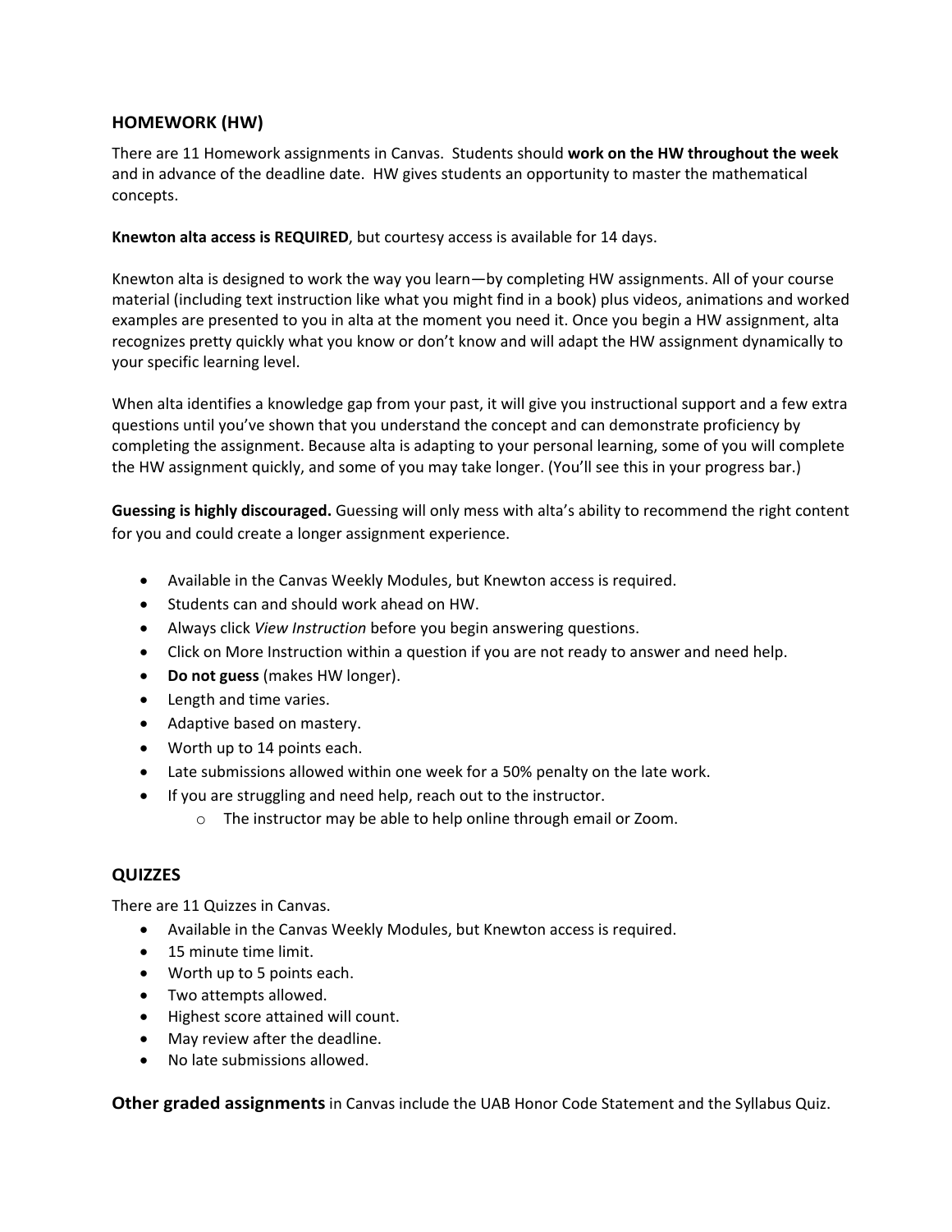## HOMEWORK (HW)

There are 11 Homework assignments in Canvas. Students should **work on the HW throughout the week** and in advance of the deadline date. HW gives students an opportunity to master the mathematical concepts.

**Knewton alta access is REQUIRED**, but courtesy access is available for 14 days.

Knewton alta is designed to work the way you learn—by completing HW assignments. All of your course material (including text instruction like what you might find in a book) plus videos, animations and worked examples are presented to you in alta at the moment you need it. Once you begin a HW assignment, alta recognizes pretty quickly what you know or don't know and will adapt the HW assignment dynamically to your specific learning level.

When alta identifies a knowledge gap from your past, it will give you instructional support and a few extra questions until you've shown that you understand the concept and can demonstrate proficiency by completing the assignment. Because alta is adapting to your personal learning, some of you will complete the HW assignment quickly, and some of you may take longer. (You'll see this in your progress bar.)

**Guessing is highly discouraged.** Guessing will only mess with alta's ability to recommend the right content for you and could create a longer assignment experience.

- Available in the Canvas Weekly Modules, but Knewton access is required.
- Students can and should work ahead on HW.
- Always click *View Instruction* before you begin answering questions.
- Click on More Instruction within a question if you are not ready to answer and need help.
- **Do not guess** (makes HW longer).
- Length and time varies.
- Adaptive based on mastery.
- Worth up to 14 points each.
- Late submissions allowed within one week for a 50% penalty on the late work.
- If you are struggling and need help, reach out to the instructor.
  - The instructor may be able to help online through email or Zoom.

## QUIZZES

There are 11 Quizzes in Canvas.

- Available in the Canvas Weekly Modules, but Knewton access is required.
- 15 minute time limit.
- Worth up to 5 points each.
- Two attempts allowed.
- Highest score attained will count.
- May review after the deadline.
- No late submissions allowed.

**Other graded assignments** in Canvas include the UAB Honor Code Statement and the Syllabus Quiz.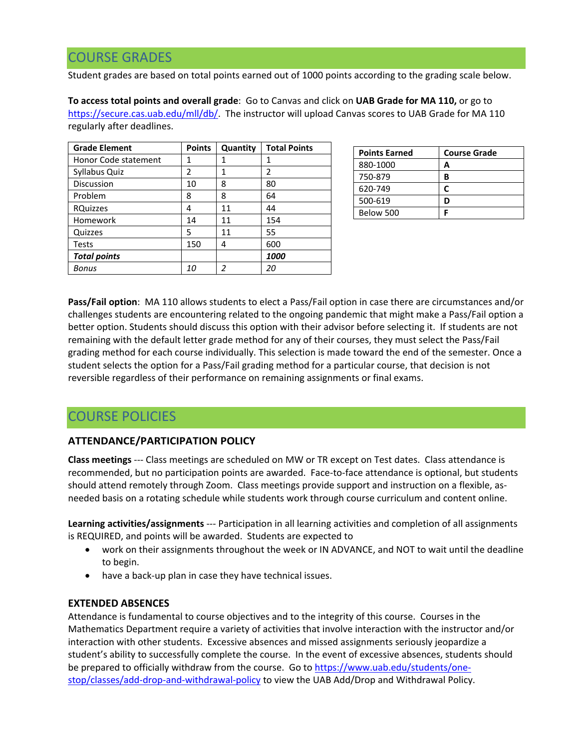# COURSE GRADES

Student grades are based on total points earned out of 1000 points according to the grading scale below.

**To access total points and overall grade**: Go to Canvas and click on **UAB Grade for MA 110,** or go to https://secure.cas.uab.edu/mll/db/. The instructor will upload Canvas scores to UAB Grade for MA 110 regularly after deadlines.

| Grade Element | Points | Quantity | Total Points |
|---|---|---|---|
| Honor Code statement | 1 | 1 | 1 |
| Syllabus Quiz | 2 | 1 | 2 |
| Discussion | 10 | 8 | 80 |
| Problem | 8 | 8 | 64 |
| RQuizzes | 4 | 11 | 44 |
| Homework | 14 | 11 | 154 |
| Quizzes | 5 | 11 | 55 |
| Tests | 150 | 4 | 600 |
| ***Total points*** | | | ***1000*** |
| *Bonus* | *10* | *2* | *20* |

| Points Earned | Course Grade |
|---|---|
| 880-1000 | **A** |
| 750-879 | **B** |
| 620-749 | **C** |
| 500-619 | **D** |
| Below 500 | **F** |

**Pass/Fail option**: MA 110 allows students to elect a Pass/Fail option in case there are circumstances and/or challenges students are encountering related to the ongoing pandemic that might make a Pass/Fail option a better option. Students should discuss this option with their advisor before selecting it. If students are not remaining with the default letter grade method for any of their courses, they must select the Pass/Fail grading method for each course individually. This selection is made toward the end of the semester. Once a student selects the option for a Pass/Fail grading method for a particular course, that decision is not reversible regardless of their performance on remaining assignments or final exams.

# COURSE POLICIES

### ATTENDANCE/PARTICIPATION POLICY

**Class meetings** --- Class meetings are scheduled on MW or TR except on Test dates. Class attendance is recommended, but no participation points are awarded. Face-to-face attendance is optional, but students should attend remotely through Zoom. Class meetings provide support and instruction on a flexible, as-needed basis on a rotating schedule while students work through course curriculum and content online.

**Learning activities/assignments** --- Participation in all learning activities and completion of all assignments is REQUIRED, and points will be awarded. Students are expected to

- work on their assignments throughout the week or IN ADVANCE, and NOT to wait until the deadline to begin.
- have a back-up plan in case they have technical issues.

### EXTENDED ABSENCES

Attendance is fundamental to course objectives and to the integrity of this course. Courses in the Mathematics Department require a variety of activities that involve interaction with the instructor and/or interaction with other students. Excessive absences and missed assignments seriously jeopardize a student's ability to successfully complete the course. In the event of excessive absences, students should be prepared to officially withdraw from the course. Go to https://www.uab.edu/students/one-stop/classes/add-drop-and-withdrawal-policy to view the UAB Add/Drop and Withdrawal Policy.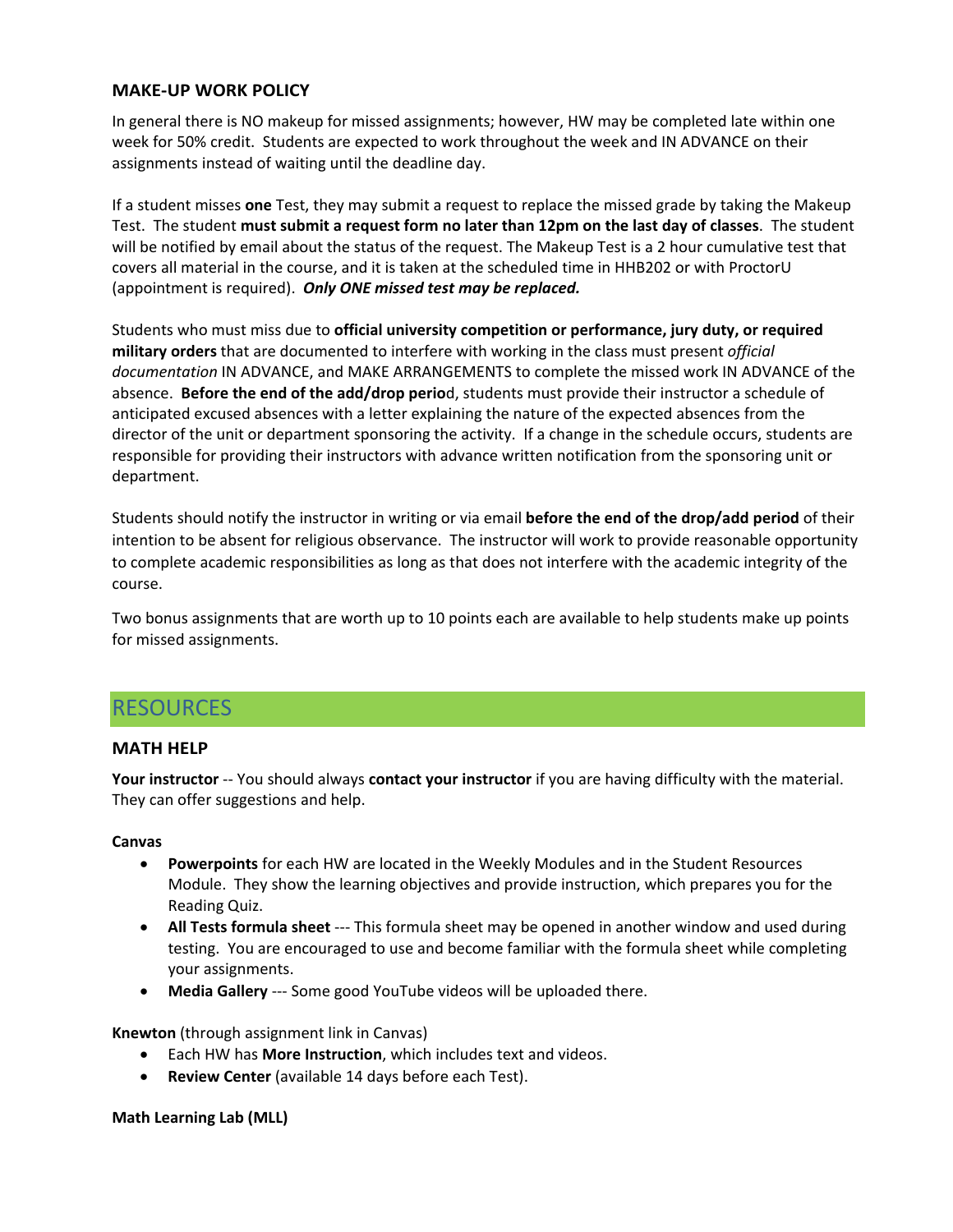### MAKE-UP WORK POLICY

In general there is NO makeup for missed assignments; however, HW may be completed late within one week for 50% credit. Students are expected to work throughout the week and IN ADVANCE on their assignments instead of waiting until the deadline day.

If a student misses **one** Test, they may submit a request to replace the missed grade by taking the Makeup Test. The student **must submit a request form no later than 12pm on the last day of classes**. The student will be notified by email about the status of the request. The Makeup Test is a 2 hour cumulative test that covers all material in the course, and it is taken at the scheduled time in HHB202 or with ProctorU (appointment is required). ***Only ONE missed test may be replaced.***

Students who must miss due to **official university competition or performance, jury duty, or required military orders** that are documented to interfere with working in the class must present *official documentation* IN ADVANCE, and MAKE ARRANGEMENTS to complete the missed work IN ADVANCE of the absence. **Before the end of the add/drop perio**d, students must provide their instructor a schedule of anticipated excused absences with a letter explaining the nature of the expected absences from the director of the unit or department sponsoring the activity. If a change in the schedule occurs, students are responsible for providing their instructors with advance written notification from the sponsoring unit or department.

Students should notify the instructor in writing or via email **before the end of the drop/add period** of their intention to be absent for religious observance. The instructor will work to provide reasonable opportunity to complete academic responsibilities as long as that does not interfere with the academic integrity of the course.

Two bonus assignments that are worth up to 10 points each are available to help students make up points for missed assignments.

## RESOURCES

### MATH HELP

**Your instructor** -- You should always **contact your instructor** if you are having difficulty with the material. They can offer suggestions and help.

**Canvas**

- **Powerpoints** for each HW are located in the Weekly Modules and in the Student Resources Module. They show the learning objectives and provide instruction, which prepares you for the Reading Quiz.
- **All Tests formula sheet** --- This formula sheet may be opened in another window and used during testing. You are encouraged to use and become familiar with the formula sheet while completing your assignments.
- **Media Gallery** --- Some good YouTube videos will be uploaded there.

**Knewton** (through assignment link in Canvas)

- Each HW has **More Instruction**, which includes text and videos.
- **Review Center** (available 14 days before each Test).

**Math Learning Lab (MLL)**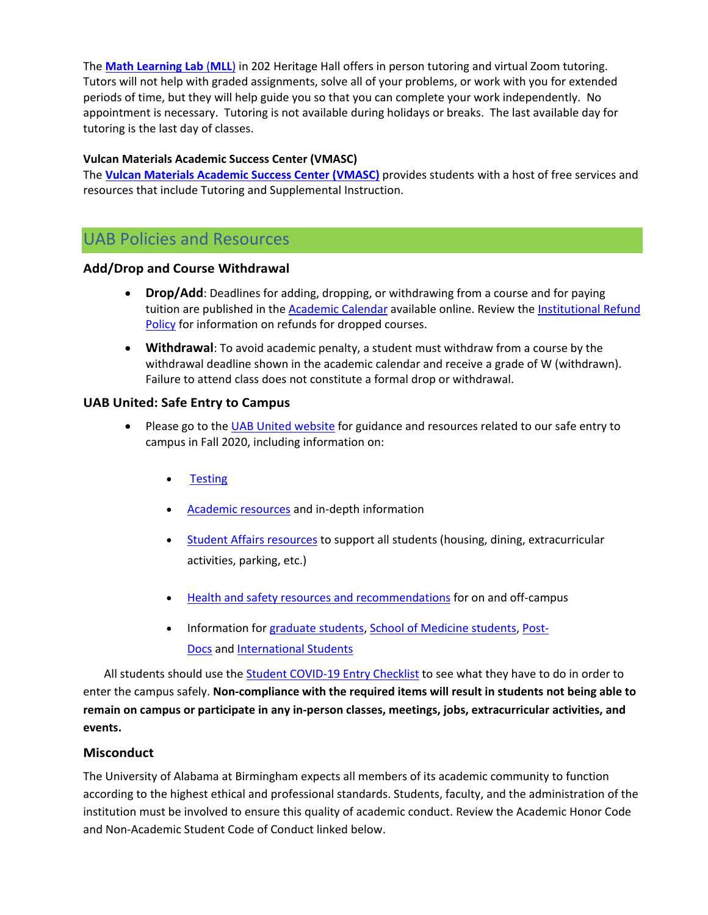The **Math Learning Lab (MLL)** in 202 Heritage Hall offers in person tutoring and virtual Zoom tutoring. Tutors will not help with graded assignments, solve all of your problems, or work with you for extended periods of time, but they will help guide you so that you can complete your work independently. No appointment is necessary. Tutoring is not available during holidays or breaks. The last available day for tutoring is the last day of classes.

**Vulcan Materials Academic Success Center (VMASC)**

The **Vulcan Materials Academic Success Center (VMASC)** provides students with a host of free services and resources that include Tutoring and Supplemental Instruction.

## UAB Policies and Resources

### Add/Drop and Course Withdrawal

- **Drop/Add**: Deadlines for adding, dropping, or withdrawing from a course and for paying tuition are published in the Academic Calendar available online. Review the Institutional Refund Policy for information on refunds for dropped courses.
- **Withdrawal**: To avoid academic penalty, a student must withdraw from a course by the withdrawal deadline shown in the academic calendar and receive a grade of W (withdrawn). Failure to attend class does not constitute a formal drop or withdrawal.

### UAB United: Safe Entry to Campus

- Please go to the UAB United website for guidance and resources related to our safe entry to campus in Fall 2020, including information on:
  - Testing
  - Academic resources and in-depth information
  - Student Affairs resources to support all students (housing, dining, extracurricular activities, parking, etc.)
  - Health and safety resources and recommendations for on and off-campus
  - Information for graduate students, School of Medicine students, Post-Docs and International Students

All students should use the Student COVID-19 Entry Checklist to see what they have to do in order to enter the campus safely. **Non-compliance with the required items will result in students not being able to remain on campus or participate in any in-person classes, meetings, jobs, extracurricular activities, and events.**

### Misconduct

The University of Alabama at Birmingham expects all members of its academic community to function according to the highest ethical and professional standards. Students, faculty, and the administration of the institution must be involved to ensure this quality of academic conduct. Review the Academic Honor Code and Non-Academic Student Code of Conduct linked below.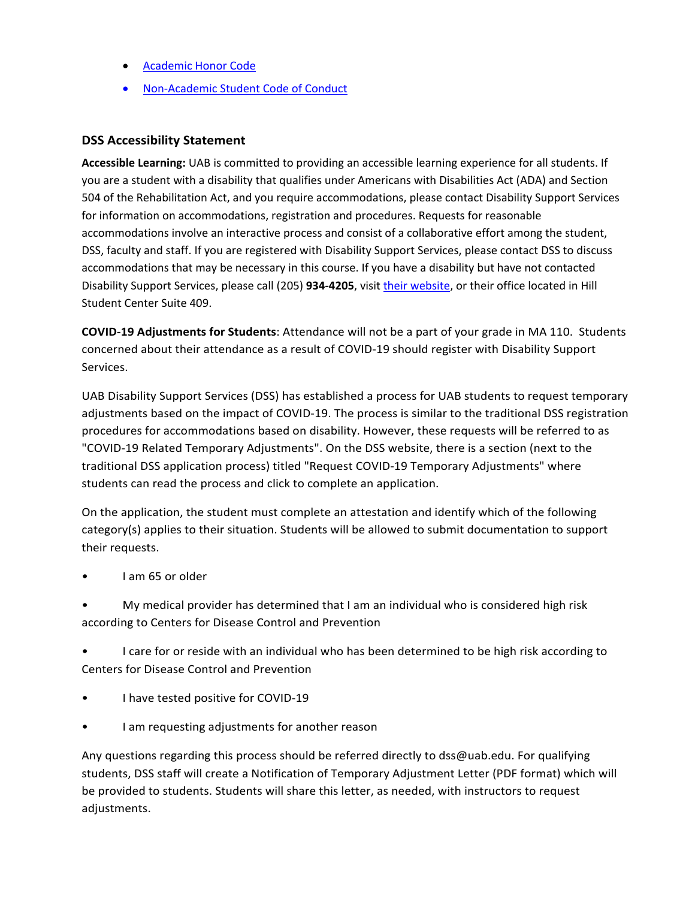- Academic Honor Code
- Non-Academic Student Code of Conduct

### DSS Accessibility Statement

**Accessible Learning:** UAB is committed to providing an accessible learning experience for all students. If you are a student with a disability that qualifies under Americans with Disabilities Act (ADA) and Section 504 of the Rehabilitation Act, and you require accommodations, please contact Disability Support Services for information on accommodations, registration and procedures. Requests for reasonable accommodations involve an interactive process and consist of a collaborative effort among the student, DSS, faculty and staff. If you are registered with Disability Support Services, please contact DSS to discuss accommodations that may be necessary in this course. If you have a disability but have not contacted Disability Support Services, please call (205) **934-4205**, visit their website, or their office located in Hill Student Center Suite 409.

**COVID-19 Adjustments for Students**: Attendance will not be a part of your grade in MA 110. Students concerned about their attendance as a result of COVID-19 should register with Disability Support Services.

UAB Disability Support Services (DSS) has established a process for UAB students to request temporary adjustments based on the impact of COVID-19. The process is similar to the traditional DSS registration procedures for accommodations based on disability. However, these requests will be referred to as "COVID-19 Related Temporary Adjustments". On the DSS website, there is a section (next to the traditional DSS application process) titled "Request COVID-19 Temporary Adjustments" where students can read the process and click to complete an application.

On the application, the student must complete an attestation and identify which of the following category(s) applies to their situation. Students will be allowed to submit documentation to support their requests.

- I am 65 or older
- My medical provider has determined that I am an individual who is considered high risk according to Centers for Disease Control and Prevention
- I care for or reside with an individual who has been determined to be high risk according to Centers for Disease Control and Prevention
- I have tested positive for COVID-19
- I am requesting adjustments for another reason

Any questions regarding this process should be referred directly to dss@uab.edu. For qualifying students, DSS staff will create a Notification of Temporary Adjustment Letter (PDF format) which will be provided to students. Students will share this letter, as needed, with instructors to request adjustments.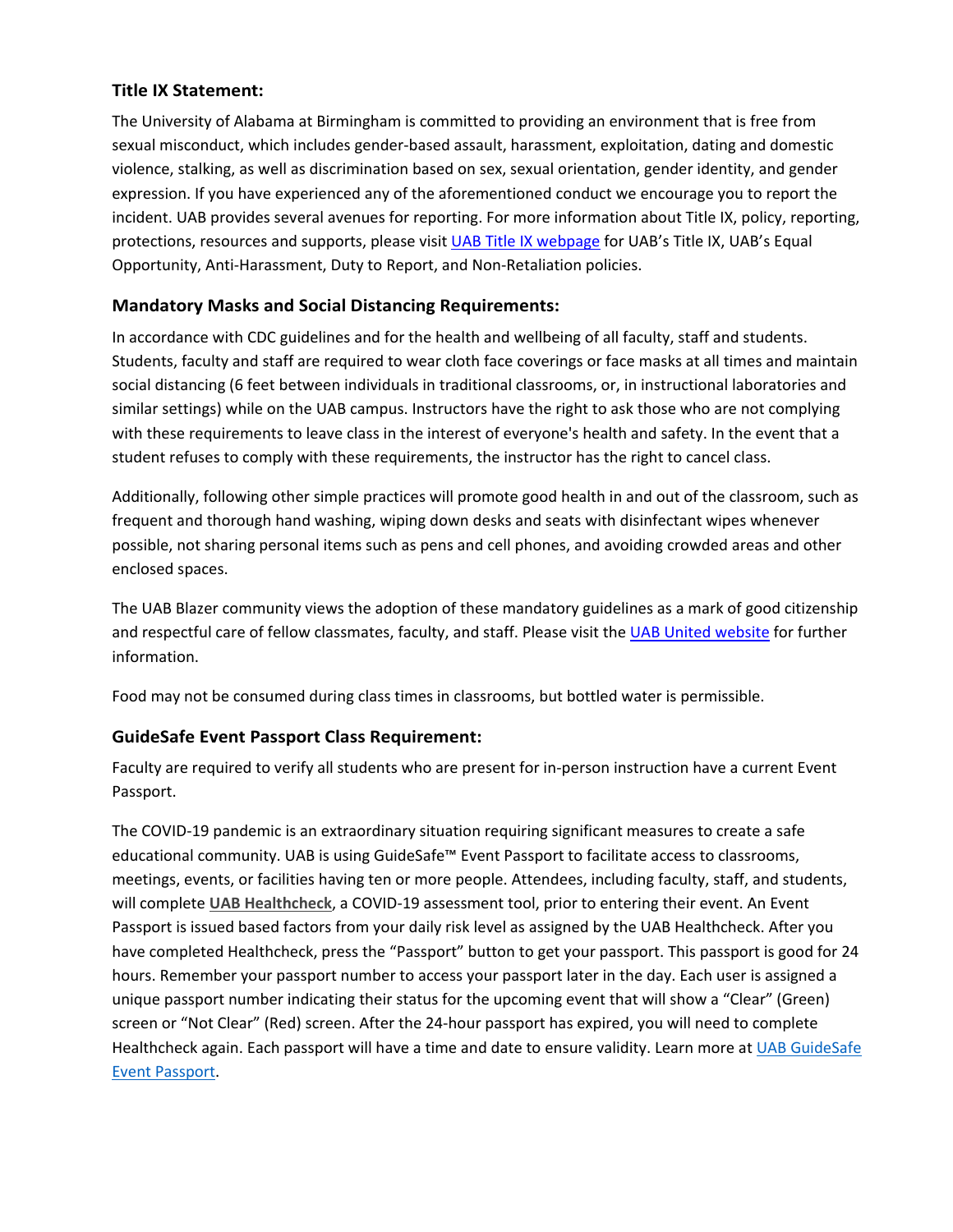### Title IX Statement:

The University of Alabama at Birmingham is committed to providing an environment that is free from sexual misconduct, which includes gender-based assault, harassment, exploitation, dating and domestic violence, stalking, as well as discrimination based on sex, sexual orientation, gender identity, and gender expression. If you have experienced any of the aforementioned conduct we encourage you to report the incident. UAB provides several avenues for reporting. For more information about Title IX, policy, reporting, protections, resources and supports, please visit [UAB Title IX webpage](#) for UAB's Title IX, UAB's Equal Opportunity, Anti-Harassment, Duty to Report, and Non-Retaliation policies.

### Mandatory Masks and Social Distancing Requirements:

In accordance with CDC guidelines and for the health and wellbeing of all faculty, staff and students. Students, faculty and staff are required to wear cloth face coverings or face masks at all times and maintain social distancing (6 feet between individuals in traditional classrooms, or, in instructional laboratories and similar settings) while on the UAB campus. Instructors have the right to ask those who are not complying with these requirements to leave class in the interest of everyone's health and safety. In the event that a student refuses to comply with these requirements, the instructor has the right to cancel class.

Additionally, following other simple practices will promote good health in and out of the classroom, such as frequent and thorough hand washing, wiping down desks and seats with disinfectant wipes whenever possible, not sharing personal items such as pens and cell phones, and avoiding crowded areas and other enclosed spaces.

The UAB Blazer community views the adoption of these mandatory guidelines as a mark of good citizenship and respectful care of fellow classmates, faculty, and staff. Please visit the [UAB United website](#) for further information.

Food may not be consumed during class times in classrooms, but bottled water is permissible.

### GuideSafe Event Passport Class Requirement:

Faculty are required to verify all students who are present for in-person instruction have a current Event Passport.

The COVID-19 pandemic is an extraordinary situation requiring significant measures to create a safe educational community. UAB is using GuideSafe™ Event Passport to facilitate access to classrooms, meetings, events, or facilities having ten or more people. Attendees, including faculty, staff, and students, will complete **UAB Healthcheck**, a COVID-19 assessment tool, prior to entering their event. An Event Passport is issued based factors from your daily risk level as assigned by the UAB Healthcheck. After you have completed Healthcheck, press the "Passport" button to get your passport. This passport is good for 24 hours. Remember your passport number to access your passport later in the day. Each user is assigned a unique passport number indicating their status for the upcoming event that will show a "Clear" (Green) screen or "Not Clear" (Red) screen. After the 24-hour passport has expired, you will need to complete Healthcheck again. Each passport will have a time and date to ensure validity. Learn more at [UAB GuideSafe Event Passport](#).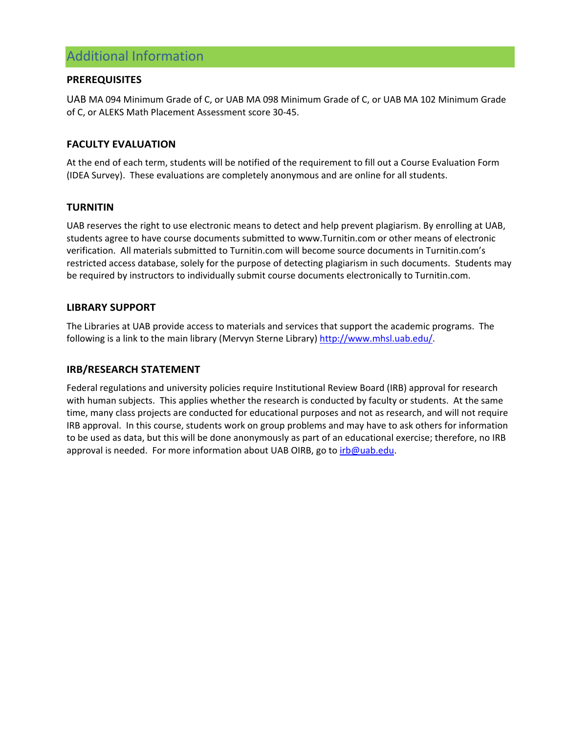## Additional Information

### PREREQUISITES

UAB MA 094 Minimum Grade of C, or UAB MA 098 Minimum Grade of C, or UAB MA 102 Minimum Grade of C, or ALEKS Math Placement Assessment score 30-45.

### FACULTY EVALUATION

At the end of each term, students will be notified of the requirement to fill out a Course Evaluation Form (IDEA Survey). These evaluations are completely anonymous and are online for all students.

### TURNITIN

UAB reserves the right to use electronic means to detect and help prevent plagiarism. By enrolling at UAB, students agree to have course documents submitted to www.Turnitin.com or other means of electronic verification. All materials submitted to Turnitin.com will become source documents in Turnitin.com's restricted access database, solely for the purpose of detecting plagiarism in such documents. Students may be required by instructors to individually submit course documents electronically to Turnitin.com.

### LIBRARY SUPPORT

The Libraries at UAB provide access to materials and services that support the academic programs. The following is a link to the main library (Mervyn Sterne Library) http://www.mhsl.uab.edu/.

### IRB/RESEARCH STATEMENT

Federal regulations and university policies require Institutional Review Board (IRB) approval for research with human subjects. This applies whether the research is conducted by faculty or students. At the same time, many class projects are conducted for educational purposes and not as research, and will not require IRB approval. In this course, students work on group problems and may have to ask others for information to be used as data, but this will be done anonymously as part of an educational exercise; therefore, no IRB approval is needed. For more information about UAB OIRB, go to irb@uab.edu.